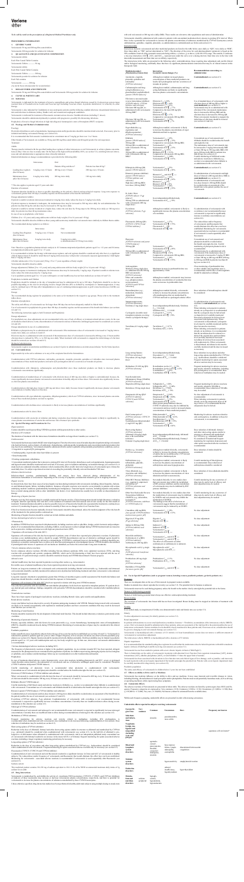# Voriene

# वोरीन

*To be sold by retail on the prescription of a Registered Medical Practitioner only*

**VORICONAZOLE TABLETS**

**1. GENERIC NAME**